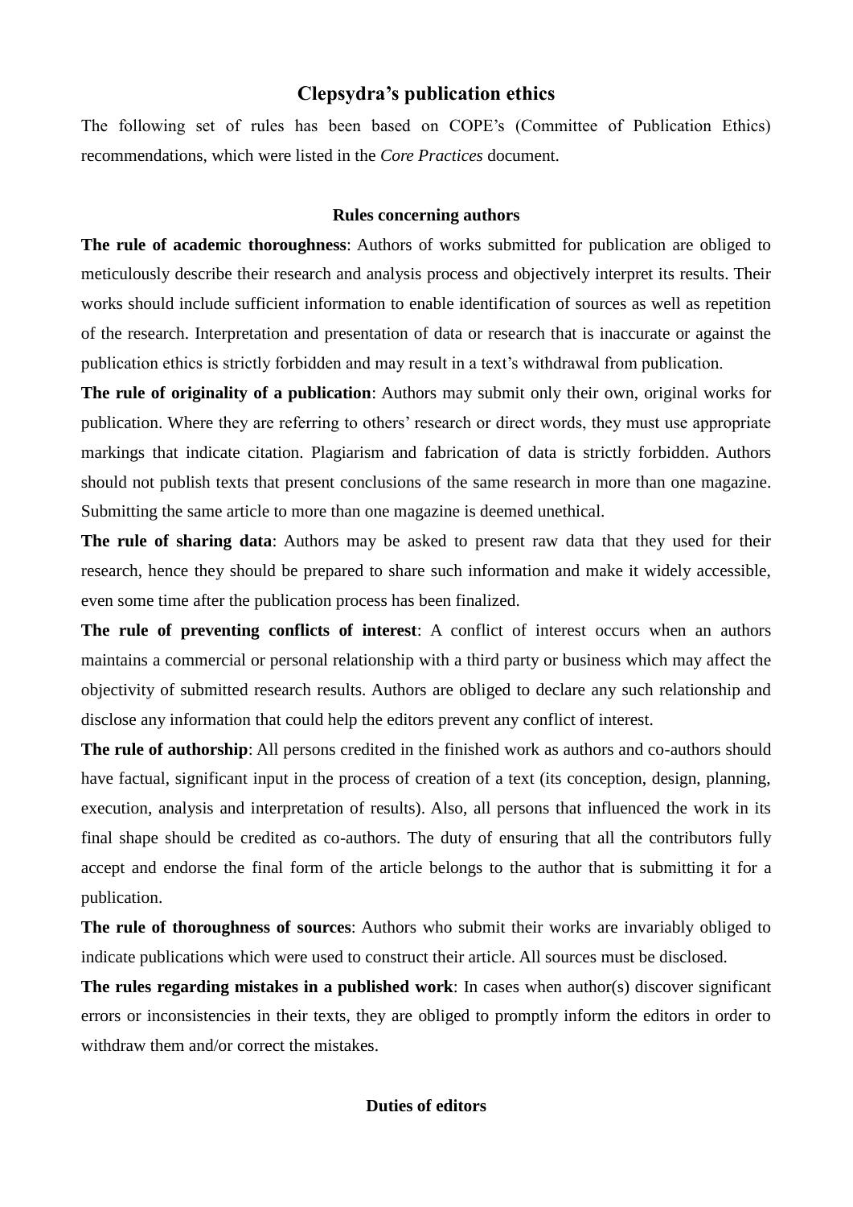# Clepsydra's publication ethics

The following set of rules has been based on COPE's (Committee of Publication Ethics) recommendations, which were listed in the *Core Practices* document.

## Rules concerning authors

**The rule of academic thoroughness**: Authors of works submitted for publication are obliged to meticulously describe their research and analysis process and objectively interpret its results. Their works should include sufficient information to enable identification of sources as well as repetition of the research. Interpretation and presentation of data or research that is inaccurate or against the publication ethics is strictly forbidden and may result in a text's withdrawal from publication.

**The rule of originality of a publication**: Authors may submit only their own, original works for publication. Where they are referring to others' research or direct words, they must use appropriate markings that indicate citation. Plagiarism and fabrication of data is strictly forbidden. Authors should not publish texts that present conclusions of the same research in more than one magazine. Submitting the same article to more than one magazine is deemed unethical.

**The rule of sharing data**: Authors may be asked to present raw data that they used for their research, hence they should be prepared to share such information and make it widely accessible, even some time after the publication process has been finalized.

**The rule of preventing conflicts of interest**: A conflict of interest occurs when an authors maintains a commercial or personal relationship with a third party or business which may affect the objectivity of submitted research results. Authors are obliged to declare any such relationship and disclose any information that could help the editors prevent any conflict of interest.

**The rule of authorship**: All persons credited in the finished work as authors and co-authors should have factual, significant input in the process of creation of a text (its conception, design, planning, execution, analysis and interpretation of results). Also, all persons that influenced the work in its final shape should be credited as co-authors. The duty of ensuring that all the contributors fully accept and endorse the final form of the article belongs to the author that is submitting it for a publication.

**The rule of thoroughness of sources**: Authors who submit their works are invariably obliged to indicate publications which were used to construct their article. All sources must be disclosed.

**The rules regarding mistakes in a published work**: In cases when author(s) discover significant errors or inconsistencies in their texts, they are obliged to promptly inform the editors in order to withdraw them and/or correct the mistakes.

## Duties of editors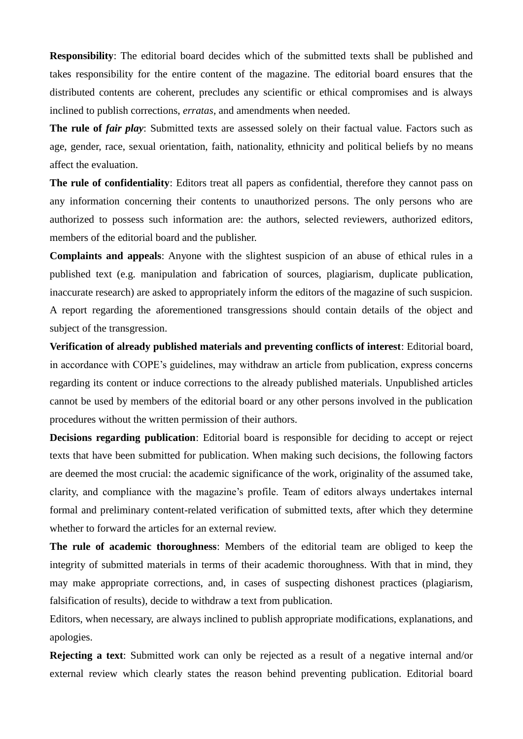**Responsibility**: The editorial board decides which of the submitted texts shall be published and takes responsibility for the entire content of the magazine. The editorial board ensures that the distributed contents are coherent, precludes any scientific or ethical compromises and is always inclined to publish corrections, *erratas*, and amendments when needed.

**The rule of *fair play***: Submitted texts are assessed solely on their factual value. Factors such as age, gender, race, sexual orientation, faith, nationality, ethnicity and political beliefs by no means affect the evaluation.

**The rule of confidentiality**: Editors treat all papers as confidential, therefore they cannot pass on any information concerning their contents to unauthorized persons. The only persons who are authorized to possess such information are: the authors, selected reviewers, authorized editors, members of the editorial board and the publisher.

**Complaints and appeals**: Anyone with the slightest suspicion of an abuse of ethical rules in a published text (e.g. manipulation and fabrication of sources, plagiarism, duplicate publication, inaccurate research) are asked to appropriately inform the editors of the magazine of such suspicion. A report regarding the aforementioned transgressions should contain details of the object and subject of the transgression.

**Verification of already published materials and preventing conflicts of interest**: Editorial board, in accordance with COPE's guidelines, may withdraw an article from publication, express concerns regarding its content or induce corrections to the already published materials. Unpublished articles cannot be used by members of the editorial board or any other persons involved in the publication procedures without the written permission of their authors.

**Decisions regarding publication**: Editorial board is responsible for deciding to accept or reject texts that have been submitted for publication. When making such decisions, the following factors are deemed the most crucial: the academic significance of the work, originality of the assumed take, clarity, and compliance with the magazine's profile. Team of editors always undertakes internal formal and preliminary content-related verification of submitted texts, after which they determine whether to forward the articles for an external review.

**The rule of academic thoroughness**: Members of the editorial team are obliged to keep the integrity of submitted materials in terms of their academic thoroughness. With that in mind, they may make appropriate corrections, and, in cases of suspecting dishonest practices (plagiarism, falsification of results), decide to withdraw a text from publication.

Editors, when necessary, are always inclined to publish appropriate modifications, explanations, and apologies.

**Rejecting a text**: Submitted work can only be rejected as a result of a negative internal and/or external review which clearly states the reason behind preventing publication. Editorial board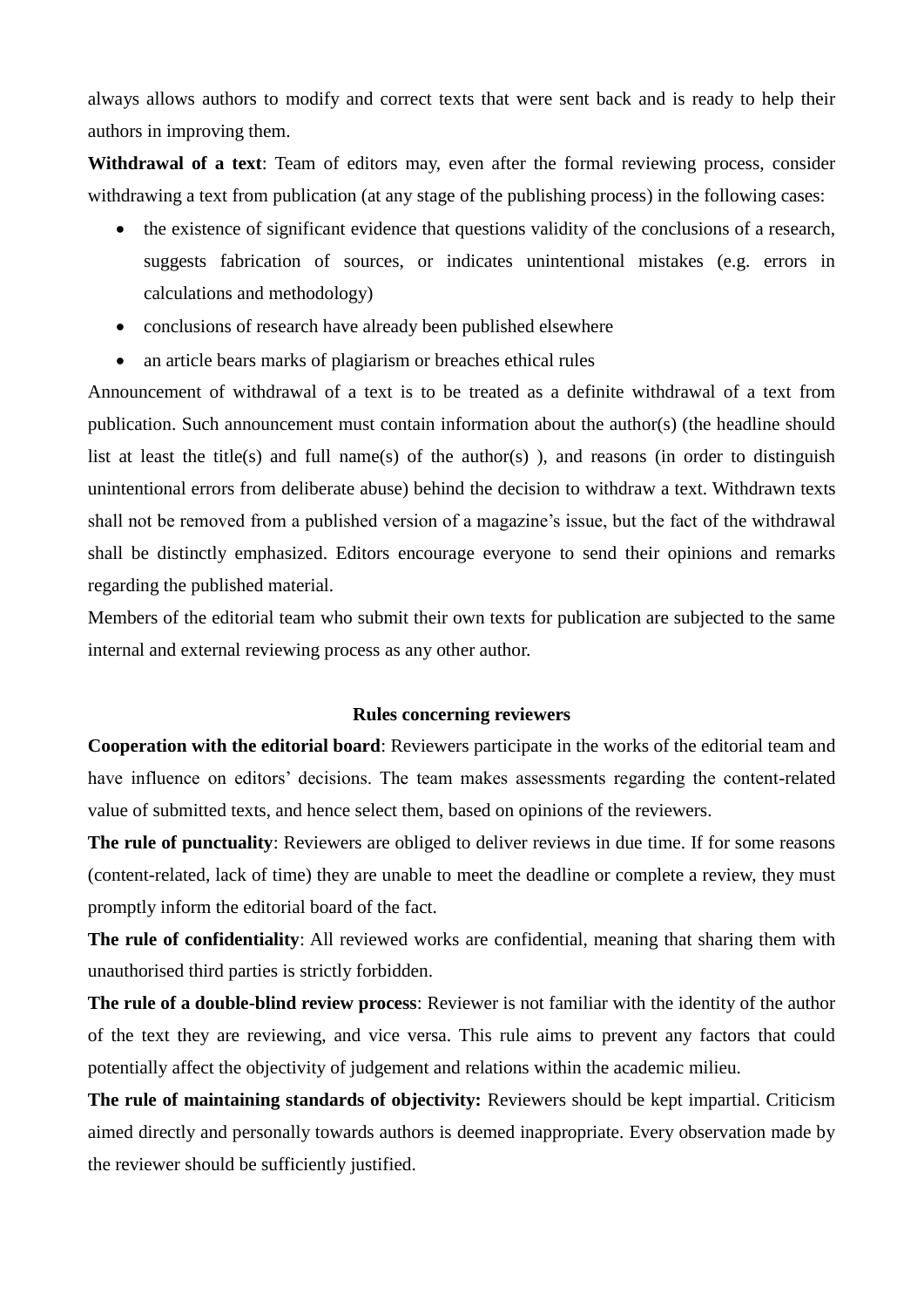always allows authors to modify and correct texts that were sent back and is ready to help their authors in improving them.

**Withdrawal of a text**: Team of editors may, even after the formal reviewing process, consider withdrawing a text from publication (at any stage of the publishing process) in the following cases:

- the existence of significant evidence that questions validity of the conclusions of a research, suggests fabrication of sources, or indicates unintentional mistakes (e.g. errors in calculations and methodology)
- conclusions of research have already been published elsewhere
- an article bears marks of plagiarism or breaches ethical rules

Announcement of withdrawal of a text is to be treated as a definite withdrawal of a text from publication. Such announcement must contain information about the author(s) (the headline should list at least the title(s) and full name(s) of the author(s) ), and reasons (in order to distinguish unintentional errors from deliberate abuse) behind the decision to withdraw a text. Withdrawn texts shall not be removed from a published version of a magazine's issue, but the fact of the withdrawal shall be distinctly emphasized. Editors encourage everyone to send their opinions and remarks regarding the published material.

Members of the editorial team who submit their own texts for publication are subjected to the same internal and external reviewing process as any other author.

## Rules concerning reviewers

**Cooperation with the editorial board**: Reviewers participate in the works of the editorial team and have influence on editors' decisions. The team makes assessments regarding the content-related value of submitted texts, and hence select them, based on opinions of the reviewers.

**The rule of punctuality**: Reviewers are obliged to deliver reviews in due time. If for some reasons (content-related, lack of time) they are unable to meet the deadline or complete a review, they must promptly inform the editorial board of the fact.

**The rule of confidentiality**: All reviewed works are confidential, meaning that sharing them with unauthorised third parties is strictly forbidden.

**The rule of a double-blind review process**: Reviewer is not familiar with the identity of the author of the text they are reviewing, and vice versa. This rule aims to prevent any factors that could potentially affect the objectivity of judgement and relations within the academic milieu.

**The rule of maintaining standards of objectivity:** Reviewers should be kept impartial. Criticism aimed directly and personally towards authors is deemed inappropriate. Every observation made by the reviewer should be sufficiently justified.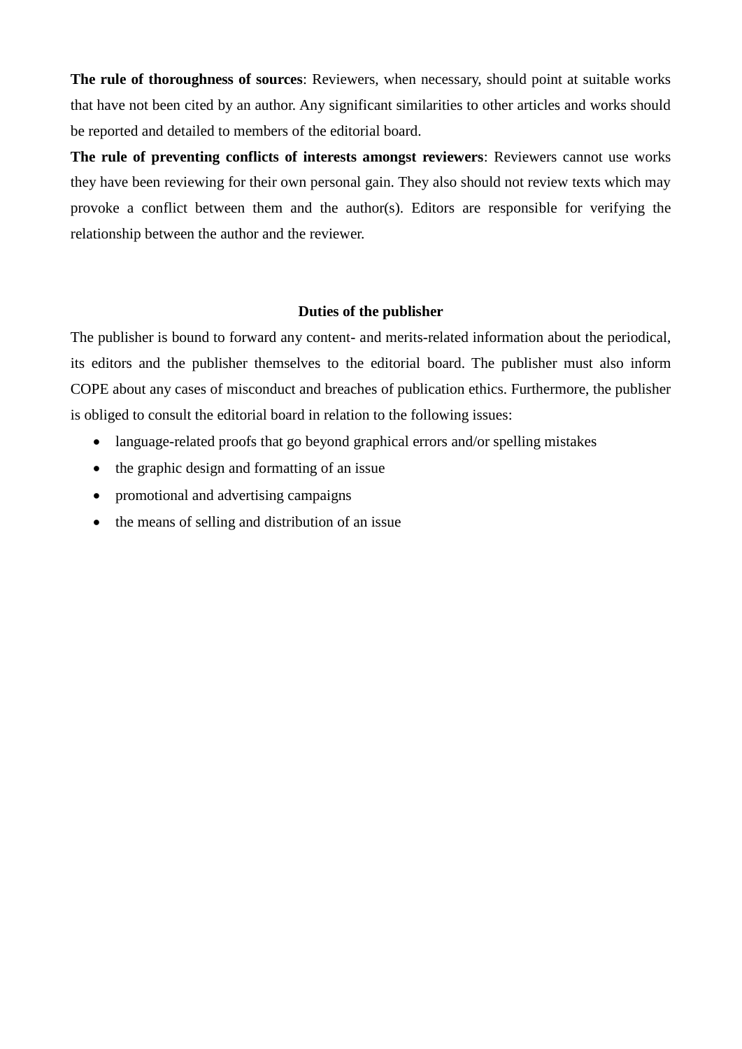**The rule of thoroughness of sources**: Reviewers, when necessary, should point at suitable works that have not been cited by an author. Any significant similarities to other articles and works should be reported and detailed to members of the editorial board.

**The rule of preventing conflicts of interests amongst reviewers**: Reviewers cannot use works they have been reviewing for their own personal gain. They also should not review texts which may provoke a conflict between them and the author(s). Editors are responsible for verifying the relationship between the author and the reviewer.

## Duties of the publisher

The publisher is bound to forward any content- and merits-related information about the periodical, its editors and the publisher themselves to the editorial board. The publisher must also inform COPE about any cases of misconduct and breaches of publication ethics. Furthermore, the publisher is obliged to consult the editorial board in relation to the following issues:

- language-related proofs that go beyond graphical errors and/or spelling mistakes
- the graphic design and formatting of an issue
- promotional and advertising campaigns
- the means of selling and distribution of an issue